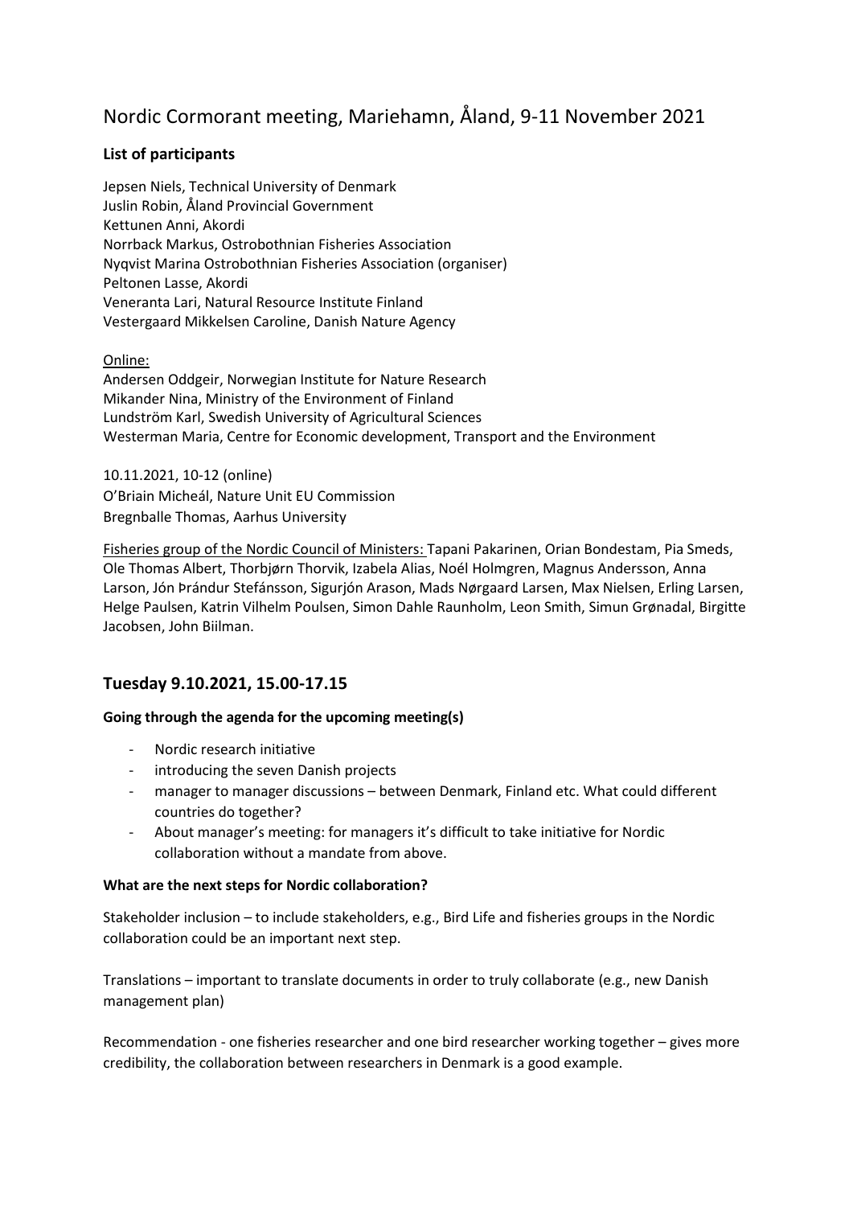# Nordic Cormorant meeting, Mariehamn, Åland, 9-11 November 2021

### List of participants

Jepsen Niels, Technical University of Denmark
Juslin Robin, Åland Provincial Government
Kettunen Anni, Akordi
Norrback Markus, Ostrobothnian Fisheries Association
Nyqvist Marina Ostrobothnian Fisheries Association (organiser)
Peltonen Lasse, Akordi
Veneranta Lari, Natural Resource Institute Finland
Vestergaard Mikkelsen Caroline, Danish Nature Agency

Online:
Andersen Oddgeir, Norwegian Institute for Nature Research
Mikander Nina, Ministry of the Environment of Finland
Lundström Karl, Swedish University of Agricultural Sciences
Westerman Maria, Centre for Economic development, Transport and the Environment

10.11.2021, 10-12 (online)
O'Briain Micheál, Nature Unit EU Commission
Bregnballe Thomas, Aarhus University

Fisheries group of the Nordic Council of Ministers: Tapani Pakarinen, Orian Bondestam, Pia Smeds, Ole Thomas Albert, Thorbjørn Thorvik, Izabela Alias, Noél Holmgren, Magnus Andersson, Anna Larson, Jón Þrándur Stefánsson, Sigurjón Arason, Mads Nørgaard Larsen, Max Nielsen, Erling Larsen, Helge Paulsen, Katrin Vilhelm Poulsen, Simon Dahle Raunholm, Leon Smith, Simun Grønadal, Birgitte Jacobsen, John Biilman.

## Tuesday 9.10.2021, 15.00-17.15

**Going through the agenda for the upcoming meeting(s)**

- Nordic research initiative
- introducing the seven Danish projects
- manager to manager discussions – between Denmark, Finland etc. What could different countries do together?
- About manager's meeting: for managers it's difficult to take initiative for Nordic collaboration without a mandate from above.

**What are the next steps for Nordic collaboration?**

Stakeholder inclusion – to include stakeholders, e.g., Bird Life and fisheries groups in the Nordic collaboration could be an important next step.

Translations – important to translate documents in order to truly collaborate (e.g., new Danish management plan)

Recommendation - one fisheries researcher and one bird researcher working together – gives more credibility, the collaboration between researchers in Denmark is a good example.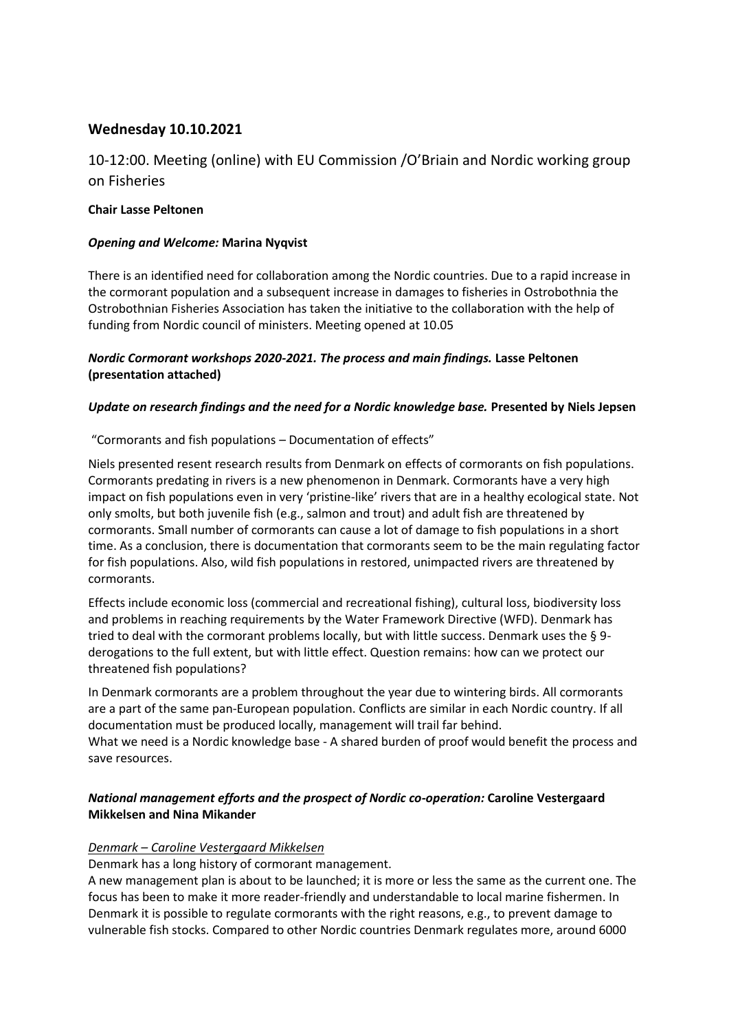## Wednesday 10.10.2021

### 10-12:00. Meeting (online) with EU Commission /O'Briain and Nordic working group on Fisheries

**Chair Lasse Peltonen**

***Opening and Welcome:*** **Marina Nyqvist**

There is an identified need for collaboration among the Nordic countries. Due to a rapid increase in the cormorant population and a subsequent increase in damages to fisheries in Ostrobothnia the Ostrobothnian Fisheries Association has taken the initiative to the collaboration with the help of funding from Nordic council of ministers. Meeting opened at 10.05

***Nordic Cormorant workshops 2020-2021. The process and main findings.*** **Lasse Peltonen (presentation attached)**

***Update on research findings and the need for a Nordic knowledge base.*** **Presented by Niels Jepsen**

"Cormorants and fish populations – Documentation of effects"

Niels presented resent research results from Denmark on effects of cormorants on fish populations. Cormorants predating in rivers is a new phenomenon in Denmark. Cormorants have a very high impact on fish populations even in very 'pristine-like' rivers that are in a healthy ecological state. Not only smolts, but both juvenile fish (e.g., salmon and trout) and adult fish are threatened by cormorants. Small number of cormorants can cause a lot of damage to fish populations in a short time. As a conclusion, there is documentation that cormorants seem to be the main regulating factor for fish populations. Also, wild fish populations in restored, unimpacted rivers are threatened by cormorants.

Effects include economic loss (commercial and recreational fishing), cultural loss, biodiversity loss and problems in reaching requirements by the Water Framework Directive (WFD). Denmark has tried to deal with the cormorant problems locally, but with little success. Denmark uses the § 9-derogations to the full extent, but with little effect. Question remains: how can we protect our threatened fish populations?

In Denmark cormorants are a problem throughout the year due to wintering birds. All cormorants are a part of the same pan-European population. Conflicts are similar in each Nordic country. If all documentation must be produced locally, management will trail far behind.
What we need is a Nordic knowledge base - A shared burden of proof would benefit the process and save resources.

***National management efforts and the prospect of Nordic co-operation:*** **Caroline Vestergaard Mikkelsen and Nina Mikander**

*Denmark – Caroline Vestergaard Mikkelsen*

Denmark has a long history of cormorant management.
A new management plan is about to be launched; it is more or less the same as the current one. The focus has been to make it more reader-friendly and understandable to local marine fishermen. In Denmark it is possible to regulate cormorants with the right reasons, e.g., to prevent damage to vulnerable fish stocks. Compared to other Nordic countries Denmark regulates more, around 6000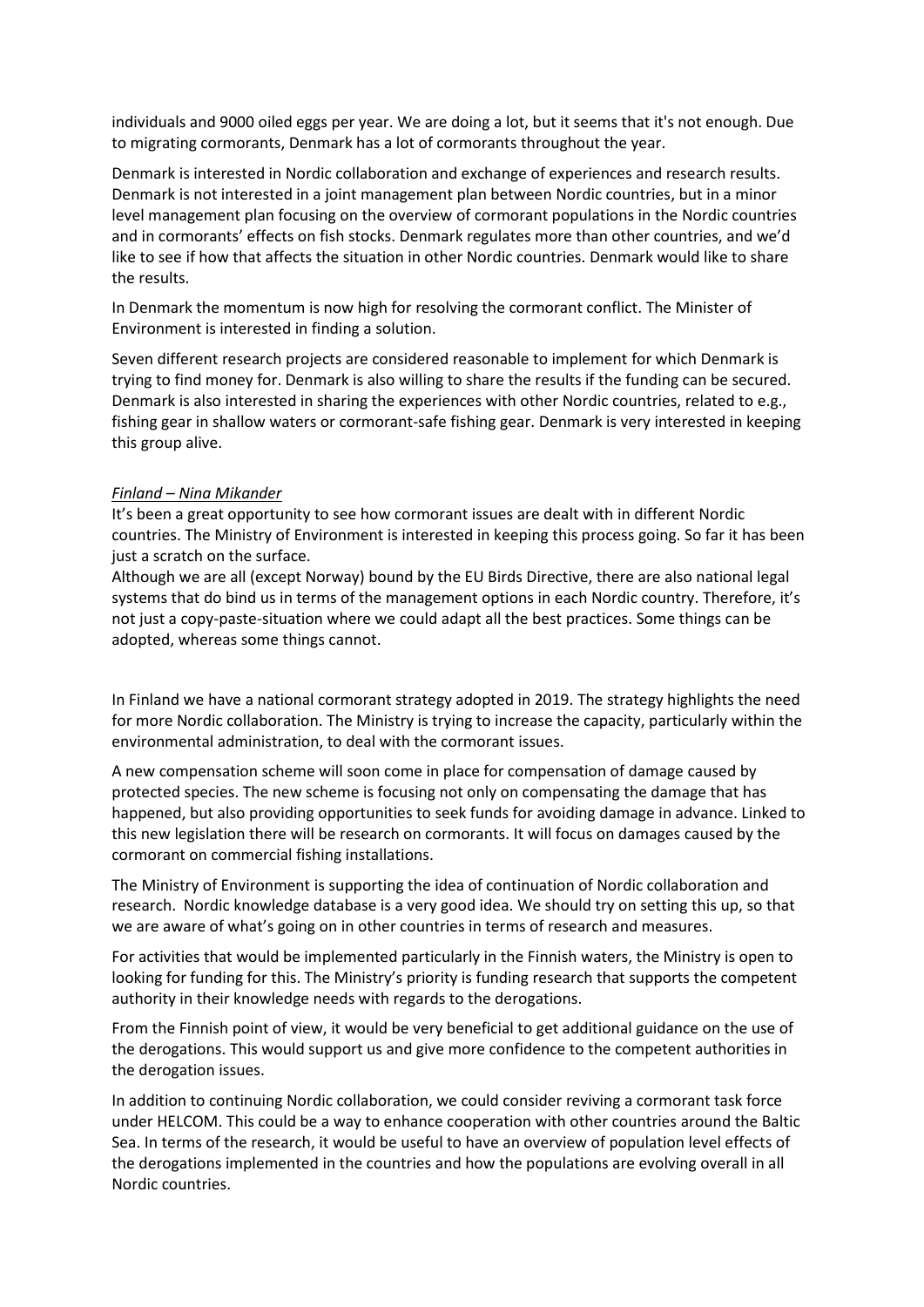individuals and 9000 oiled eggs per year. We are doing a lot, but it seems that it's not enough. Due to migrating cormorants, Denmark has a lot of cormorants throughout the year.

Denmark is interested in Nordic collaboration and exchange of experiences and research results. Denmark is not interested in a joint management plan between Nordic countries, but in a minor level management plan focusing on the overview of cormorant populations in the Nordic countries and in cormorants' effects on fish stocks. Denmark regulates more than other countries, and we'd like to see if how that affects the situation in other Nordic countries. Denmark would like to share the results.

In Denmark the momentum is now high for resolving the cormorant conflict. The Minister of Environment is interested in finding a solution.

Seven different research projects are considered reasonable to implement for which Denmark is trying to find money for. Denmark is also willing to share the results if the funding can be secured. Denmark is also interested in sharing the experiences with other Nordic countries, related to e.g., fishing gear in shallow waters or cormorant-safe fishing gear. Denmark is very interested in keeping this group alive.

*Finland – Nina Mikander*

It's been a great opportunity to see how cormorant issues are dealt with in different Nordic countries. The Ministry of Environment is interested in keeping this process going. So far it has been just a scratch on the surface.

Although we are all (except Norway) bound by the EU Birds Directive, there are also national legal systems that do bind us in terms of the management options in each Nordic country. Therefore, it's not just a copy-paste-situation where we could adapt all the best practices. Some things can be adopted, whereas some things cannot.

In Finland we have a national cormorant strategy adopted in 2019. The strategy highlights the need for more Nordic collaboration. The Ministry is trying to increase the capacity, particularly within the environmental administration, to deal with the cormorant issues.

A new compensation scheme will soon come in place for compensation of damage caused by protected species. The new scheme is focusing not only on compensating the damage that has happened, but also providing opportunities to seek funds for avoiding damage in advance. Linked to this new legislation there will be research on cormorants. It will focus on damages caused by the cormorant on commercial fishing installations.

The Ministry of Environment is supporting the idea of continuation of Nordic collaboration and research. Nordic knowledge database is a very good idea. We should try on setting this up, so that we are aware of what's going on in other countries in terms of research and measures.

For activities that would be implemented particularly in the Finnish waters, the Ministry is open to looking for funding for this. The Ministry's priority is funding research that supports the competent authority in their knowledge needs with regards to the derogations.

From the Finnish point of view, it would be very beneficial to get additional guidance on the use of the derogations. This would support us and give more confidence to the competent authorities in the derogation issues.

In addition to continuing Nordic collaboration, we could consider reviving a cormorant task force under HELCOM. This could be a way to enhance cooperation with other countries around the Baltic Sea. In terms of the research, it would be useful to have an overview of population level effects of the derogations implemented in the countries and how the populations are evolving overall in all Nordic countries.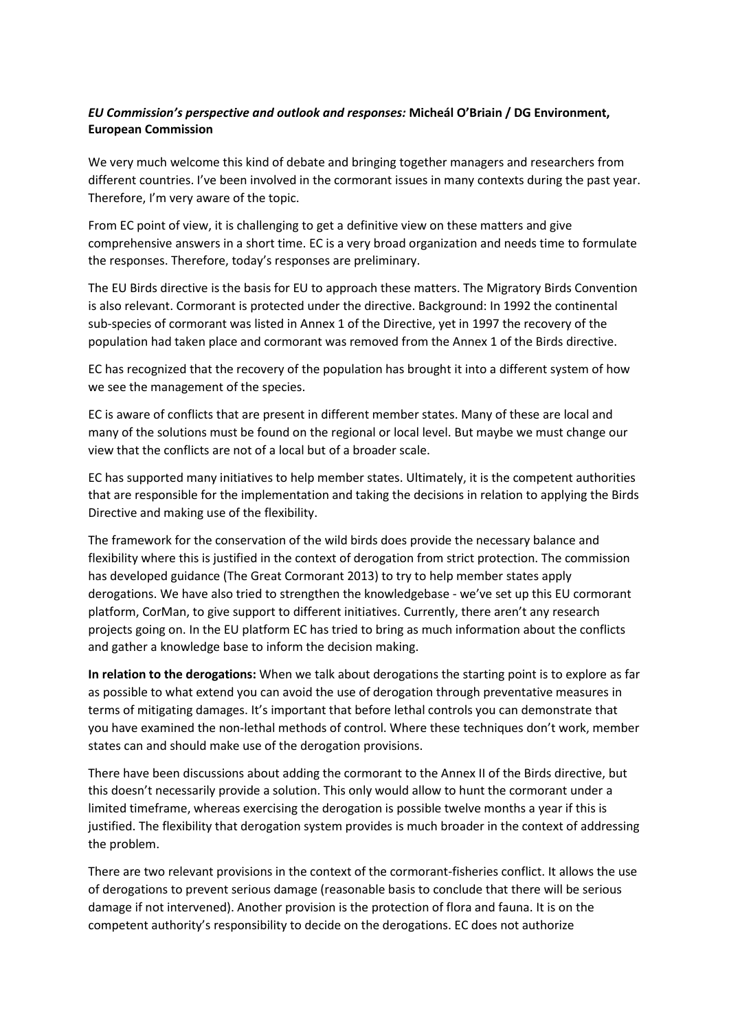*EU Commission's perspective and outlook and responses:* **Micheál O'Briain / DG Environment, European Commission**

We very much welcome this kind of debate and bringing together managers and researchers from different countries. I've been involved in the cormorant issues in many contexts during the past year. Therefore, I'm very aware of the topic.

From EC point of view, it is challenging to get a definitive view on these matters and give comprehensive answers in a short time. EC is a very broad organization and needs time to formulate the responses. Therefore, today's responses are preliminary.

The EU Birds directive is the basis for EU to approach these matters. The Migratory Birds Convention is also relevant. Cormorant is protected under the directive. Background: In 1992 the continental sub-species of cormorant was listed in Annex 1 of the Directive, yet in 1997 the recovery of the population had taken place and cormorant was removed from the Annex 1 of the Birds directive.

EC has recognized that the recovery of the population has brought it into a different system of how we see the management of the species.

EC is aware of conflicts that are present in different member states. Many of these are local and many of the solutions must be found on the regional or local level. But maybe we must change our view that the conflicts are not of a local but of a broader scale.

EC has supported many initiatives to help member states. Ultimately, it is the competent authorities that are responsible for the implementation and taking the decisions in relation to applying the Birds Directive and making use of the flexibility.

The framework for the conservation of the wild birds does provide the necessary balance and flexibility where this is justified in the context of derogation from strict protection. The commission has developed guidance (The Great Cormorant 2013) to try to help member states apply derogations. We have also tried to strengthen the knowledgebase - we've set up this EU cormorant platform, CorMan, to give support to different initiatives. Currently, there aren't any research projects going on. In the EU platform EC has tried to bring as much information about the conflicts and gather a knowledge base to inform the decision making.

**In relation to the derogations:** When we talk about derogations the starting point is to explore as far as possible to what extend you can avoid the use of derogation through preventative measures in terms of mitigating damages. It's important that before lethal controls you can demonstrate that you have examined the non-lethal methods of control. Where these techniques don't work, member states can and should make use of the derogation provisions.

There have been discussions about adding the cormorant to the Annex II of the Birds directive, but this doesn't necessarily provide a solution. This only would allow to hunt the cormorant under a limited timeframe, whereas exercising the derogation is possible twelve months a year if this is justified. The flexibility that derogation system provides is much broader in the context of addressing the problem.

There are two relevant provisions in the context of the cormorant-fisheries conflict. It allows the use of derogations to prevent serious damage (reasonable basis to conclude that there will be serious damage if not intervened). Another provision is the protection of flora and fauna. It is on the competent authority's responsibility to decide on the derogations. EC does not authorize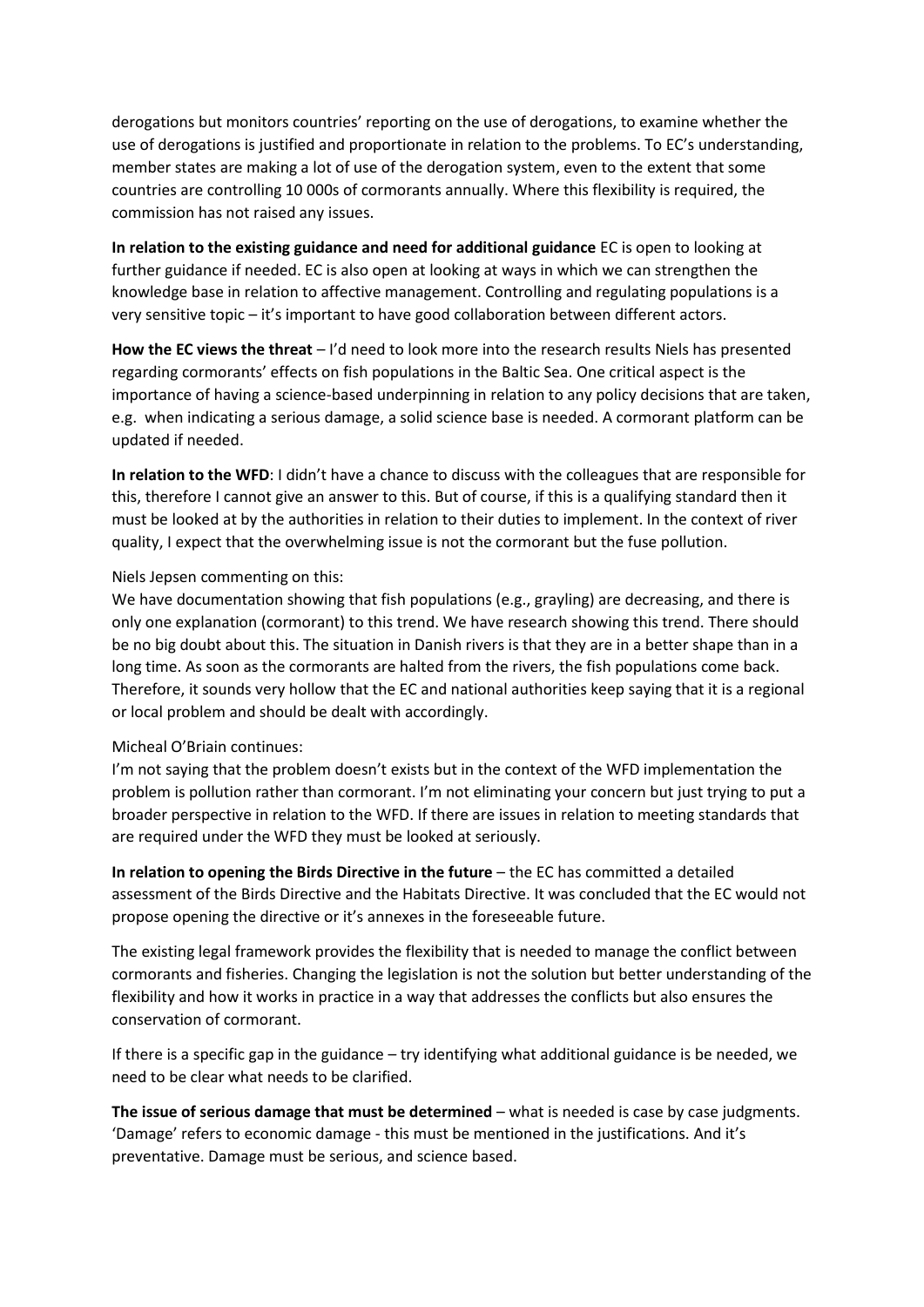derogations but monitors countries' reporting on the use of derogations, to examine whether the use of derogations is justified and proportionate in relation to the problems. To EC's understanding, member states are making a lot of use of the derogation system, even to the extent that some countries are controlling 10 000s of cormorants annually. Where this flexibility is required, the commission has not raised any issues.

**In relation to the existing guidance and need for additional guidance** EC is open to looking at further guidance if needed. EC is also open at looking at ways in which we can strengthen the knowledge base in relation to affective management. Controlling and regulating populations is a very sensitive topic – it's important to have good collaboration between different actors.

**How the EC views the threat** – I'd need to look more into the research results Niels has presented regarding cormorants' effects on fish populations in the Baltic Sea. One critical aspect is the importance of having a science-based underpinning in relation to any policy decisions that are taken, e.g. when indicating a serious damage, a solid science base is needed. A cormorant platform can be updated if needed.

**In relation to the WFD**: I didn't have a chance to discuss with the colleagues that are responsible for this, therefore I cannot give an answer to this. But of course, if this is a qualifying standard then it must be looked at by the authorities in relation to their duties to implement. In the context of river quality, I expect that the overwhelming issue is not the cormorant but the fuse pollution.

Niels Jepsen commenting on this:
We have documentation showing that fish populations (e.g., grayling) are decreasing, and there is only one explanation (cormorant) to this trend. We have research showing this trend. There should be no big doubt about this. The situation in Danish rivers is that they are in a better shape than in a long time. As soon as the cormorants are halted from the rivers, the fish populations come back. Therefore, it sounds very hollow that the EC and national authorities keep saying that it is a regional or local problem and should be dealt with accordingly.

Micheal O'Briain continues:
I'm not saying that the problem doesn't exists but in the context of the WFD implementation the problem is pollution rather than cormorant. I'm not eliminating your concern but just trying to put a broader perspective in relation to the WFD. If there are issues in relation to meeting standards that are required under the WFD they must be looked at seriously.

**In relation to opening the Birds Directive in the future** – the EC has committed a detailed assessment of the Birds Directive and the Habitats Directive. It was concluded that the EC would not propose opening the directive or it's annexes in the foreseeable future.

The existing legal framework provides the flexibility that is needed to manage the conflict between cormorants and fisheries. Changing the legislation is not the solution but better understanding of the flexibility and how it works in practice in a way that addresses the conflicts but also ensures the conservation of cormorant.

If there is a specific gap in the guidance – try identifying what additional guidance is be needed, we need to be clear what needs to be clarified.

**The issue of serious damage that must be determined** – what is needed is case by case judgments. 'Damage' refers to economic damage - this must be mentioned in the justifications. And it's preventative. Damage must be serious, and science based.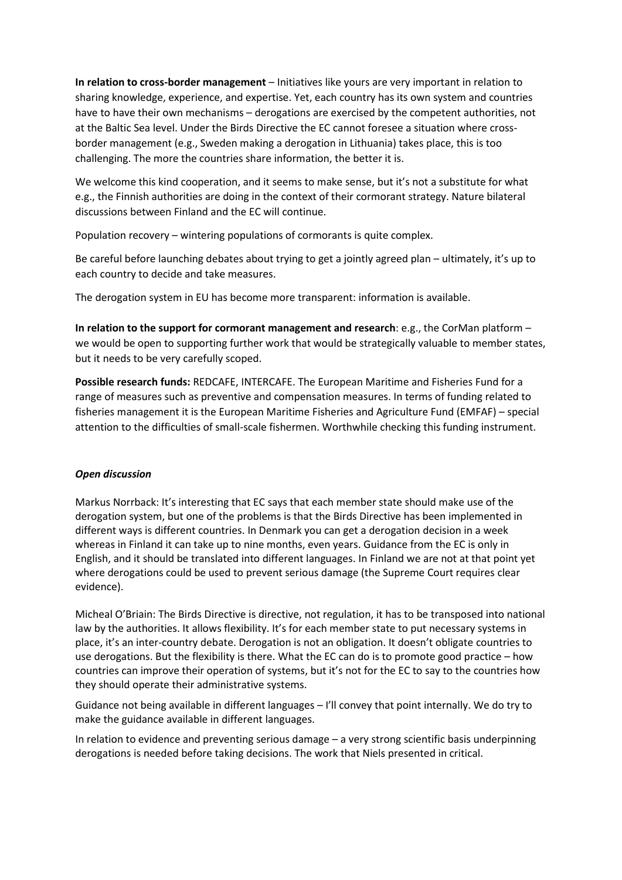**In relation to cross-border management** – Initiatives like yours are very important in relation to sharing knowledge, experience, and expertise. Yet, each country has its own system and countries have to have their own mechanisms – derogations are exercised by the competent authorities, not at the Baltic Sea level. Under the Birds Directive the EC cannot foresee a situation where cross-border management (e.g., Sweden making a derogation in Lithuania) takes place, this is too challenging. The more the countries share information, the better it is.

We welcome this kind cooperation, and it seems to make sense, but it's not a substitute for what e.g., the Finnish authorities are doing in the context of their cormorant strategy. Nature bilateral discussions between Finland and the EC will continue.

Population recovery – wintering populations of cormorants is quite complex.

Be careful before launching debates about trying to get a jointly agreed plan – ultimately, it's up to each country to decide and take measures.

The derogation system in EU has become more transparent: information is available.

**In relation to the support for cormorant management and research**: e.g., the CorMan platform – we would be open to supporting further work that would be strategically valuable to member states, but it needs to be very carefully scoped.

**Possible research funds:** REDCAFE, INTERCAFE. The European Maritime and Fisheries Fund for a range of measures such as preventive and compensation measures. In terms of funding related to fisheries management it is the European Maritime Fisheries and Agriculture Fund (EMFAF) – special attention to the difficulties of small-scale fishermen. Worthwhile checking this funding instrument.

***Open discussion***

Markus Norrback: It's interesting that EC says that each member state should make use of the derogation system, but one of the problems is that the Birds Directive has been implemented in different ways is different countries. In Denmark you can get a derogation decision in a week whereas in Finland it can take up to nine months, even years. Guidance from the EC is only in English, and it should be translated into different languages. In Finland we are not at that point yet where derogations could be used to prevent serious damage (the Supreme Court requires clear evidence).

Micheal O'Briain: The Birds Directive is directive, not regulation, it has to be transposed into national law by the authorities. It allows flexibility. It's for each member state to put necessary systems in place, it's an inter-country debate. Derogation is not an obligation. It doesn't obligate countries to use derogations. But the flexibility is there. What the EC can do is to promote good practice – how countries can improve their operation of systems, but it's not for the EC to say to the countries how they should operate their administrative systems.

Guidance not being available in different languages – I'll convey that point internally. We do try to make the guidance available in different languages.

In relation to evidence and preventing serious damage – a very strong scientific basis underpinning derogations is needed before taking decisions. The work that Niels presented in critical.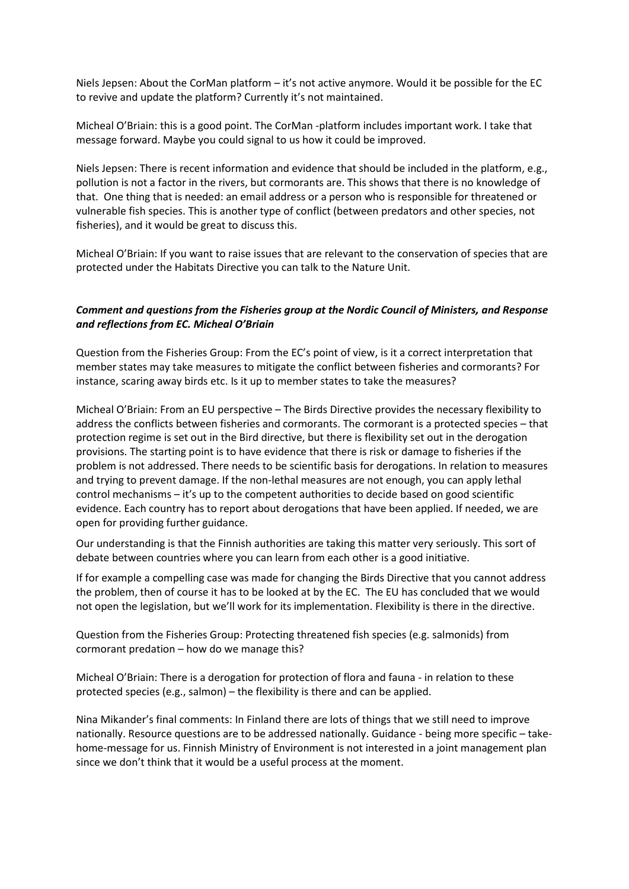Niels Jepsen: About the CorMan platform – it's not active anymore. Would it be possible for the EC to revive and update the platform? Currently it's not maintained.

Micheal O'Briain: this is a good point. The CorMan -platform includes important work. I take that message forward. Maybe you could signal to us how it could be improved.

Niels Jepsen: There is recent information and evidence that should be included in the platform, e.g., pollution is not a factor in the rivers, but cormorants are. This shows that there is no knowledge of that. One thing that is needed: an email address or a person who is responsible for threatened or vulnerable fish species. This is another type of conflict (between predators and other species, not fisheries), and it would be great to discuss this.

Micheal O'Briain: If you want to raise issues that are relevant to the conservation of species that are protected under the Habitats Directive you can talk to the Nature Unit.

***Comment and questions from the Fisheries group at the Nordic Council of Ministers, and Response and reflections from EC. Micheal O'Briain***

Question from the Fisheries Group: From the EC's point of view, is it a correct interpretation that member states may take measures to mitigate the conflict between fisheries and cormorants? For instance, scaring away birds etc. Is it up to member states to take the measures?

Micheal O'Briain: From an EU perspective – The Birds Directive provides the necessary flexibility to address the conflicts between fisheries and cormorants. The cormorant is a protected species – that protection regime is set out in the Bird directive, but there is flexibility set out in the derogation provisions. The starting point is to have evidence that there is risk or damage to fisheries if the problem is not addressed. There needs to be scientific basis for derogations. In relation to measures and trying to prevent damage. If the non-lethal measures are not enough, you can apply lethal control mechanisms – it's up to the competent authorities to decide based on good scientific evidence. Each country has to report about derogations that have been applied. If needed, we are open for providing further guidance.

Our understanding is that the Finnish authorities are taking this matter very seriously. This sort of debate between countries where you can learn from each other is a good initiative.

If for example a compelling case was made for changing the Birds Directive that you cannot address the problem, then of course it has to be looked at by the EC. The EU has concluded that we would not open the legislation, but we'll work for its implementation. Flexibility is there in the directive.

Question from the Fisheries Group: Protecting threatened fish species (e.g. salmonids) from cormorant predation – how do we manage this?

Micheal O'Briain: There is a derogation for protection of flora and fauna - in relation to these protected species (e.g., salmon) – the flexibility is there and can be applied.

Nina Mikander's final comments: In Finland there are lots of things that we still need to improve nationally. Resource questions are to be addressed nationally. Guidance - being more specific – take-home-message for us. Finnish Ministry of Environment is not interested in a joint management plan since we don't think that it would be a useful process at the moment.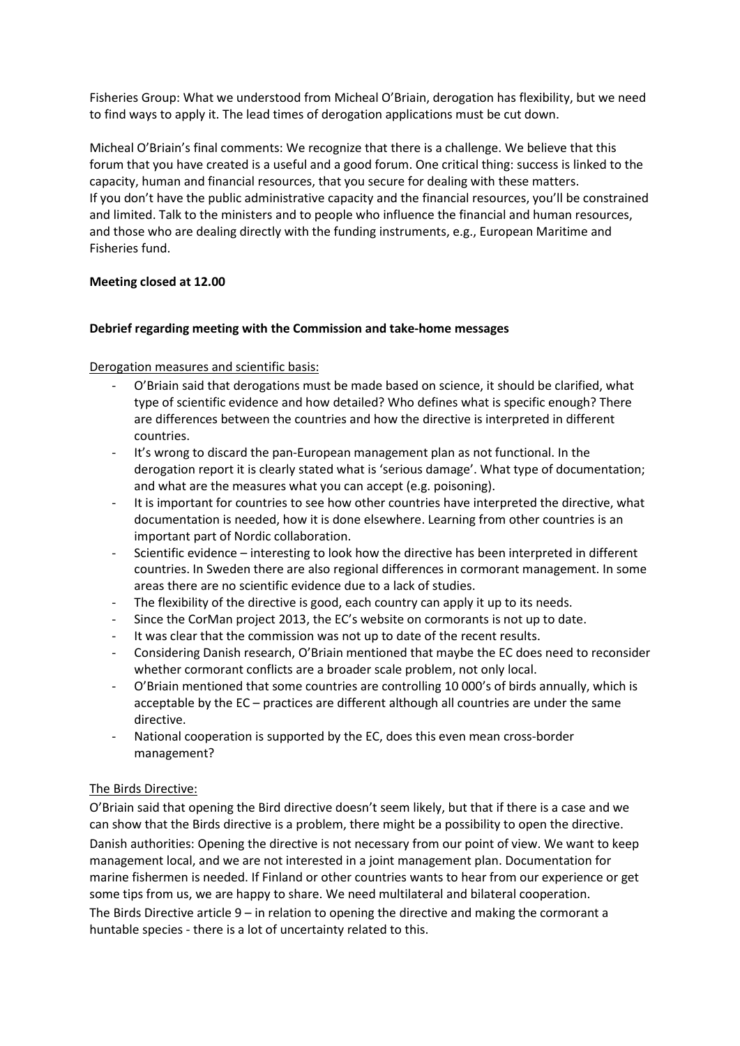Fisheries Group: What we understood from Micheal O'Briain, derogation has flexibility, but we need to find ways to apply it. The lead times of derogation applications must be cut down.

Micheal O'Briain's final comments: We recognize that there is a challenge. We believe that this forum that you have created is a useful and a good forum. One critical thing: success is linked to the capacity, human and financial resources, that you secure for dealing with these matters.
If you don't have the public administrative capacity and the financial resources, you'll be constrained and limited. Talk to the ministers and to people who influence the financial and human resources, and those who are dealing directly with the funding instruments, e.g., European Maritime and Fisheries fund.

**Meeting closed at 12.00**

**Debrief regarding meeting with the Commission and take-home messages**

Derogation measures and scientific basis:

- O'Briain said that derogations must be made based on science, it should be clarified, what type of scientific evidence and how detailed? Who defines what is specific enough? There are differences between the countries and how the directive is interpreted in different countries.
- It's wrong to discard the pan-European management plan as not functional. In the derogation report it is clearly stated what is 'serious damage'. What type of documentation; and what are the measures what you can accept (e.g. poisoning).
- It is important for countries to see how other countries have interpreted the directive, what documentation is needed, how it is done elsewhere. Learning from other countries is an important part of Nordic collaboration.
- Scientific evidence – interesting to look how the directive has been interpreted in different countries. In Sweden there are also regional differences in cormorant management. In some areas there are no scientific evidence due to a lack of studies.
- The flexibility of the directive is good, each country can apply it up to its needs.
- Since the CorMan project 2013, the EC's website on cormorants is not up to date.
- It was clear that the commission was not up to date of the recent results.
- Considering Danish research, O'Briain mentioned that maybe the EC does need to reconsider whether cormorant conflicts are a broader scale problem, not only local.
- O'Briain mentioned that some countries are controlling 10 000's of birds annually, which is acceptable by the EC – practices are different although all countries are under the same directive.
- National cooperation is supported by the EC, does this even mean cross-border management?

The Birds Directive:

O'Briain said that opening the Bird directive doesn't seem likely, but that if there is a case and we can show that the Birds directive is a problem, there might be a possibility to open the directive.
Danish authorities: Opening the directive is not necessary from our point of view. We want to keep management local, and we are not interested in a joint management plan. Documentation for marine fishermen is needed. If Finland or other countries wants to hear from our experience or get some tips from us, we are happy to share. We need multilateral and bilateral cooperation.
The Birds Directive article 9 – in relation to opening the directive and making the cormorant a huntable species - there is a lot of uncertainty related to this.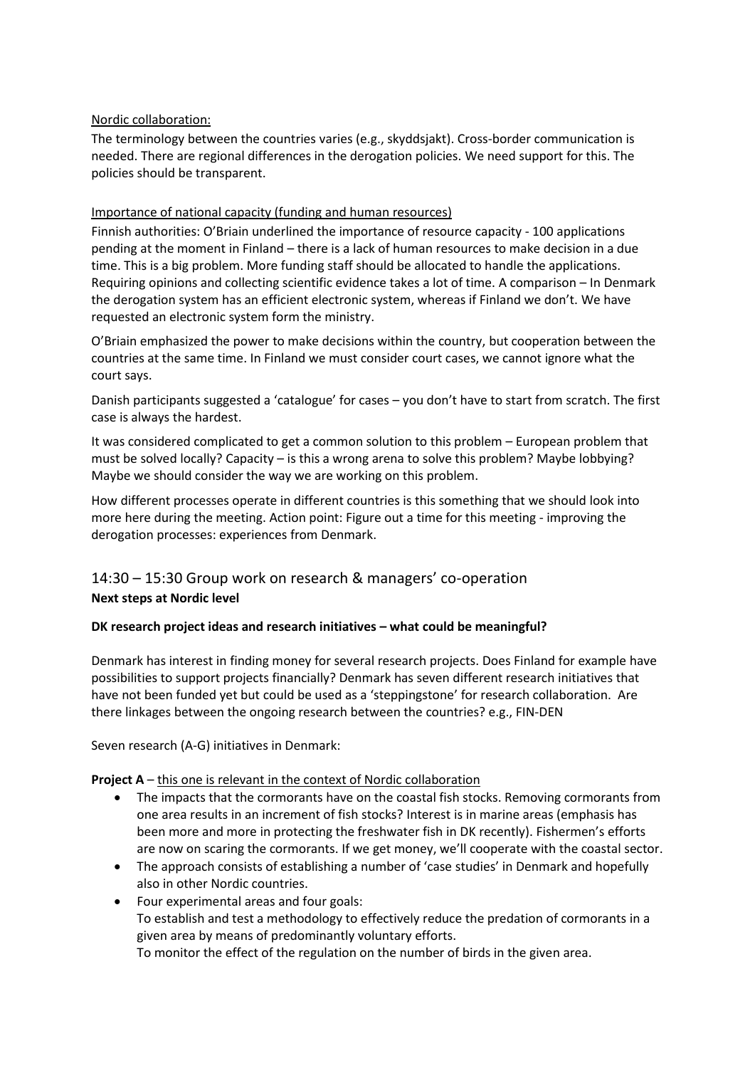Nordic collaboration:

The terminology between the countries varies (e.g., skyddsjakt). Cross-border communication is needed. There are regional differences in the derogation policies. We need support for this. The policies should be transparent.

Importance of national capacity (funding and human resources)

Finnish authorities: O'Briain underlined the importance of resource capacity - 100 applications pending at the moment in Finland – there is a lack of human resources to make decision in a due time. This is a big problem. More funding staff should be allocated to handle the applications. Requiring opinions and collecting scientific evidence takes a lot of time. A comparison – In Denmark the derogation system has an efficient electronic system, whereas if Finland we don't. We have requested an electronic system form the ministry.

O'Briain emphasized the power to make decisions within the country, but cooperation between the countries at the same time. In Finland we must consider court cases, we cannot ignore what the court says.

Danish participants suggested a 'catalogue' for cases – you don't have to start from scratch. The first case is always the hardest.

It was considered complicated to get a common solution to this problem – European problem that must be solved locally? Capacity – is this a wrong arena to solve this problem? Maybe lobbying? Maybe we should consider the way we are working on this problem.

How different processes operate in different countries is this something that we should look into more here during the meeting. Action point: Figure out a time for this meeting - improving the derogation processes: experiences from Denmark.

## 14:30 – 15:30 Group work on research & managers' co-operation

**Next steps at Nordic level**

**DK research project ideas and research initiatives – what could be meaningful?**

Denmark has interest in finding money for several research projects. Does Finland for example have possibilities to support projects financially? Denmark has seven different research initiatives that have not been funded yet but could be used as a 'steppingstone' for research collaboration. Are there linkages between the ongoing research between the countries? e.g., FIN-DEN

Seven research (A-G) initiatives in Denmark:

**Project A** – this one is relevant in the context of Nordic collaboration

- The impacts that the cormorants have on the coastal fish stocks. Removing cormorants from one area results in an increment of fish stocks? Interest is in marine areas (emphasis has been more and more in protecting the freshwater fish in DK recently). Fishermen's efforts are now on scaring the cormorants. If we get money, we'll cooperate with the coastal sector.
- The approach consists of establishing a number of 'case studies' in Denmark and hopefully also in other Nordic countries.
- Four experimental areas and four goals:
  To establish and test a methodology to effectively reduce the predation of cormorants in a given area by means of predominantly voluntary efforts.
  To monitor the effect of the regulation on the number of birds in the given area.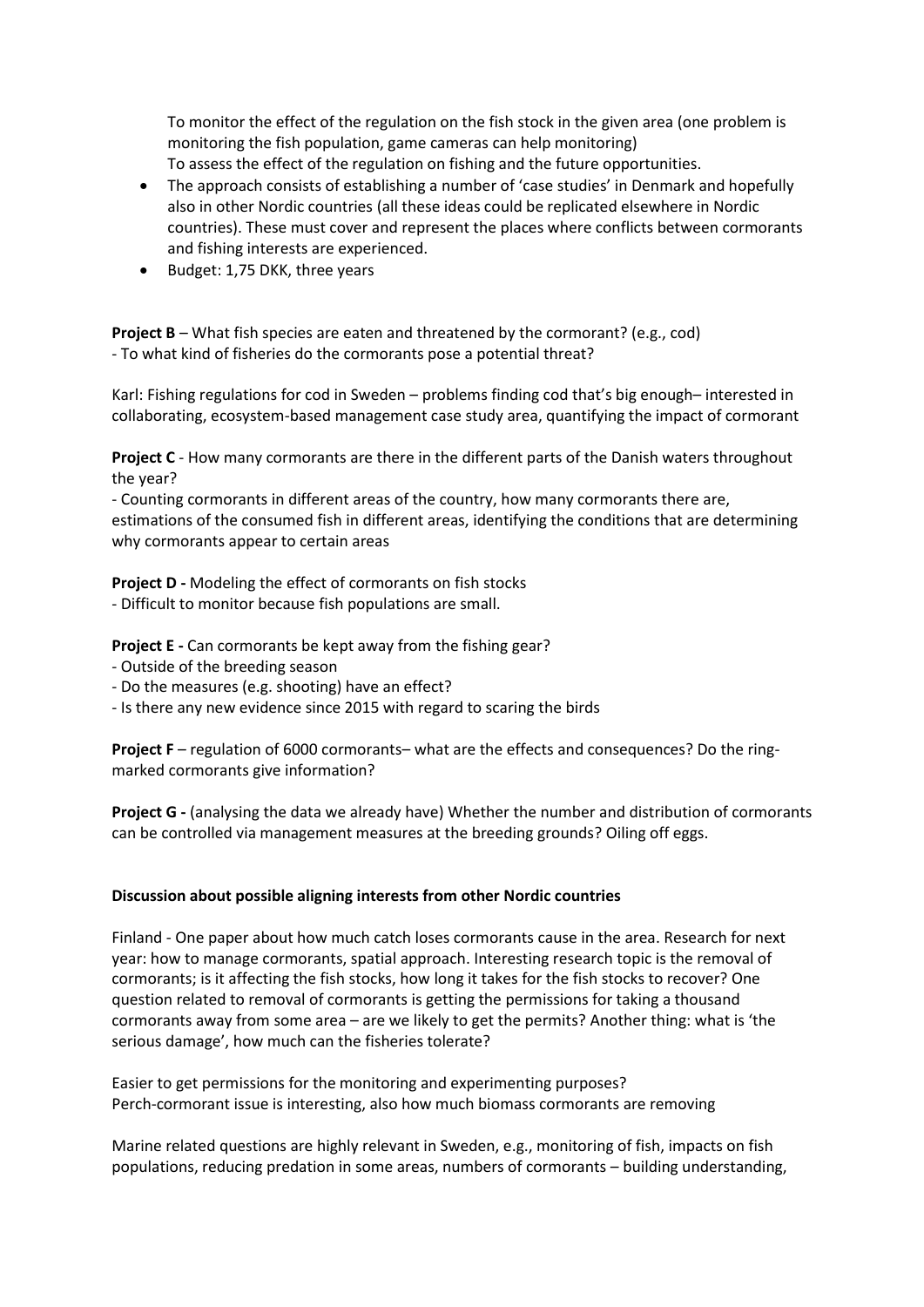To monitor the effect of the regulation on the fish stock in the given area (one problem is monitoring the fish population, game cameras can help monitoring)
To assess the effect of the regulation on fishing and the future opportunities.

- The approach consists of establishing a number of 'case studies' in Denmark and hopefully also in other Nordic countries (all these ideas could be replicated elsewhere in Nordic countries). These must cover and represent the places where conflicts between cormorants and fishing interests are experienced.
- Budget: 1,75 DKK, three years

**Project B** – What fish species are eaten and threatened by the cormorant? (e.g., cod)
- To what kind of fisheries do the cormorants pose a potential threat?

Karl: Fishing regulations for cod in Sweden – problems finding cod that's big enough– interested in collaborating, ecosystem-based management case study area, quantifying the impact of cormorant

**Project C** - How many cormorants are there in the different parts of the Danish waters throughout the year?
- Counting cormorants in different areas of the country, how many cormorants there are, estimations of the consumed fish in different areas, identifying the conditions that are determining why cormorants appear to certain areas

**Project D -** Modeling the effect of cormorants on fish stocks
- Difficult to monitor because fish populations are small.

**Project E -** Can cormorants be kept away from the fishing gear?
- Outside of the breeding season
- Do the measures (e.g. shooting) have an effect?
- Is there any new evidence since 2015 with regard to scaring the birds

**Project F** – regulation of 6000 cormorants– what are the effects and consequences? Do the ring-marked cormorants give information?

**Project G -** (analysing the data we already have) Whether the number and distribution of cormorants can be controlled via management measures at the breeding grounds? Oiling off eggs.

**Discussion about possible aligning interests from other Nordic countries**

Finland - One paper about how much catch loses cormorants cause in the area. Research for next year: how to manage cormorants, spatial approach. Interesting research topic is the removal of cormorants; is it affecting the fish stocks, how long it takes for the fish stocks to recover? One question related to removal of cormorants is getting the permissions for taking a thousand cormorants away from some area – are we likely to get the permits? Another thing: what is 'the serious damage', how much can the fisheries tolerate?

Easier to get permissions for the monitoring and experimenting purposes?
Perch-cormorant issue is interesting, also how much biomass cormorants are removing

Marine related questions are highly relevant in Sweden, e.g., monitoring of fish, impacts on fish populations, reducing predation in some areas, numbers of cormorants – building understanding,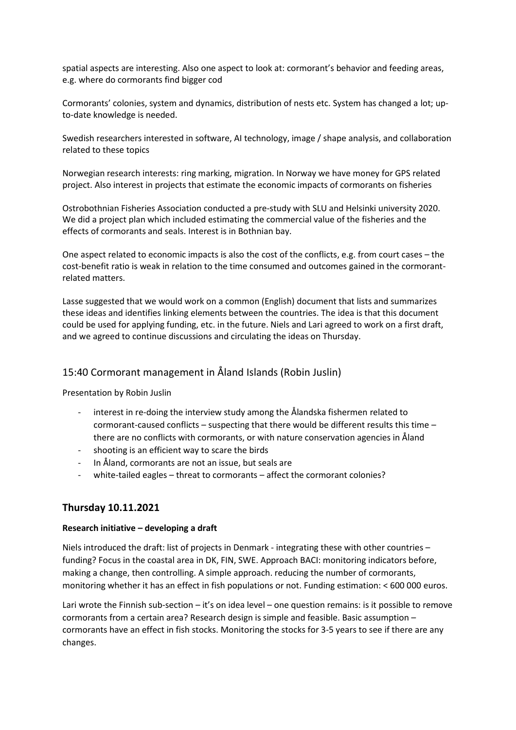spatial aspects are interesting. Also one aspect to look at: cormorant's behavior and feeding areas, e.g. where do cormorants find bigger cod

Cormorants' colonies, system and dynamics, distribution of nests etc. System has changed a lot; up-to-date knowledge is needed.

Swedish researchers interested in software, AI technology, image / shape analysis, and collaboration related to these topics

Norwegian research interests: ring marking, migration. In Norway we have money for GPS related project. Also interest in projects that estimate the economic impacts of cormorants on fisheries

Ostrobothnian Fisheries Association conducted a pre-study with SLU and Helsinki university 2020. We did a project plan which included estimating the commercial value of the fisheries and the effects of cormorants and seals. Interest is in Bothnian bay.

One aspect related to economic impacts is also the cost of the conflicts, e.g. from court cases – the cost-benefit ratio is weak in relation to the time consumed and outcomes gained in the cormorant-related matters.

Lasse suggested that we would work on a common (English) document that lists and summarizes these ideas and identifies linking elements between the countries. The idea is that this document could be used for applying funding, etc. in the future. Niels and Lari agreed to work on a first draft, and we agreed to continue discussions and circulating the ideas on Thursday.

## 15:40 Cormorant management in Åland Islands (Robin Juslin)

Presentation by Robin Juslin

- interest in re-doing the interview study among the Ålandska fishermen related to cormorant-caused conflicts – suspecting that there would be different results this time – there are no conflicts with cormorants, or with nature conservation agencies in Åland
- shooting is an efficient way to scare the birds
- In Åland, cormorants are not an issue, but seals are
- white-tailed eagles – threat to cormorants – affect the cormorant colonies?

## Thursday 10.11.2021

**Research initiative – developing a draft**

Niels introduced the draft: list of projects in Denmark - integrating these with other countries – funding? Focus in the coastal area in DK, FIN, SWE. Approach BACI: monitoring indicators before, making a change, then controlling. A simple approach. reducing the number of cormorants, monitoring whether it has an effect in fish populations or not. Funding estimation: < 600 000 euros.

Lari wrote the Finnish sub-section – it's on idea level – one question remains: is it possible to remove cormorants from a certain area? Research design is simple and feasible. Basic assumption – cormorants have an effect in fish stocks. Monitoring the stocks for 3-5 years to see if there are any changes.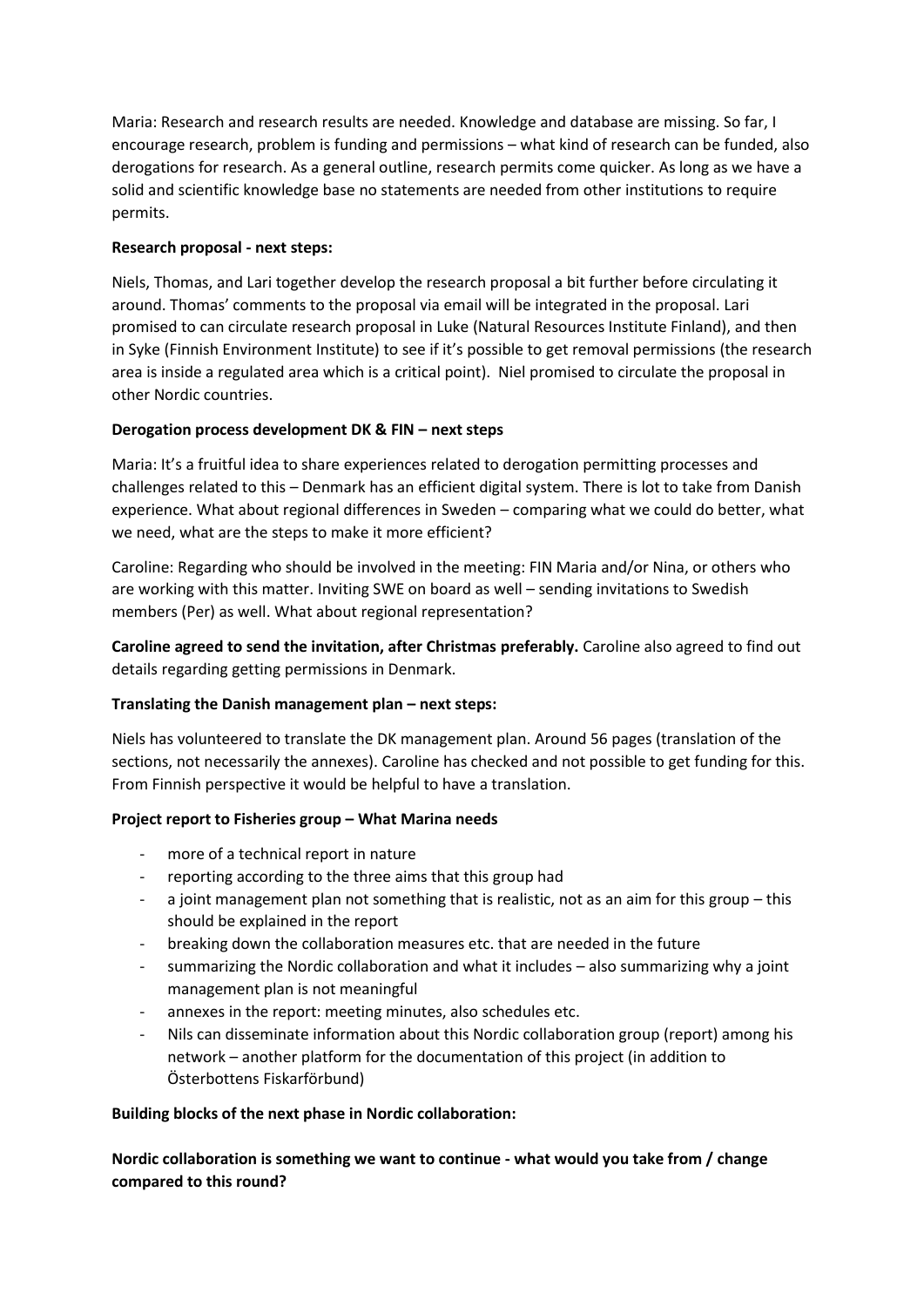Maria: Research and research results are needed. Knowledge and database are missing. So far, I encourage research, problem is funding and permissions – what kind of research can be funded, also derogations for research. As a general outline, research permits come quicker. As long as we have a solid and scientific knowledge base no statements are needed from other institutions to require permits.

**Research proposal - next steps:**

Niels, Thomas, and Lari together develop the research proposal a bit further before circulating it around. Thomas' comments to the proposal via email will be integrated in the proposal. Lari promised to can circulate research proposal in Luke (Natural Resources Institute Finland), and then in Syke (Finnish Environment Institute) to see if it's possible to get removal permissions (the research area is inside a regulated area which is a critical point). Niel promised to circulate the proposal in other Nordic countries.

**Derogation process development DK & FIN – next steps**

Maria: It's a fruitful idea to share experiences related to derogation permitting processes and challenges related to this – Denmark has an efficient digital system. There is lot to take from Danish experience. What about regional differences in Sweden – comparing what we could do better, what we need, what are the steps to make it more efficient?

Caroline: Regarding who should be involved in the meeting: FIN Maria and/or Nina, or others who are working with this matter. Inviting SWE on board as well – sending invitations to Swedish members (Per) as well. What about regional representation?

**Caroline agreed to send the invitation, after Christmas preferably.** Caroline also agreed to find out details regarding getting permissions in Denmark.

**Translating the Danish management plan – next steps:**

Niels has volunteered to translate the DK management plan. Around 56 pages (translation of the sections, not necessarily the annexes). Caroline has checked and not possible to get funding for this. From Finnish perspective it would be helpful to have a translation.

**Project report to Fisheries group – What Marina needs**

- more of a technical report in nature
- reporting according to the three aims that this group had
- a joint management plan not something that is realistic, not as an aim for this group – this should be explained in the report
- breaking down the collaboration measures etc. that are needed in the future
- summarizing the Nordic collaboration and what it includes – also summarizing why a joint management plan is not meaningful
- annexes in the report: meeting minutes, also schedules etc.
- Nils can disseminate information about this Nordic collaboration group (report) among his network – another platform for the documentation of this project (in addition to Österbottens Fiskarförbund)

**Building blocks of the next phase in Nordic collaboration:**

**Nordic collaboration is something we want to continue - what would you take from / change compared to this round?**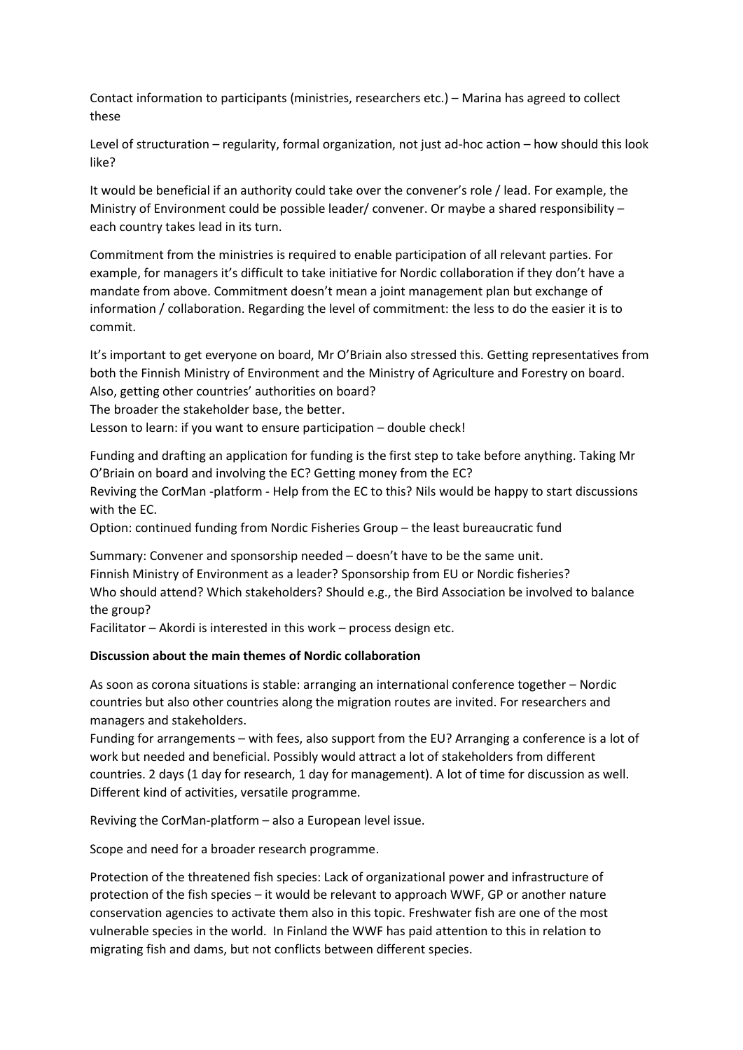Contact information to participants (ministries, researchers etc.) – Marina has agreed to collect these

Level of structuration – regularity, formal organization, not just ad-hoc action – how should this look like?

It would be beneficial if an authority could take over the convener's role / lead. For example, the Ministry of Environment could be possible leader/ convener. Or maybe a shared responsibility – each country takes lead in its turn.

Commitment from the ministries is required to enable participation of all relevant parties. For example, for managers it's difficult to take initiative for Nordic collaboration if they don't have a mandate from above. Commitment doesn't mean a joint management plan but exchange of information / collaboration. Regarding the level of commitment: the less to do the easier it is to commit.

It's important to get everyone on board, Mr O'Briain also stressed this. Getting representatives from both the Finnish Ministry of Environment and the Ministry of Agriculture and Forestry on board.
Also, getting other countries' authorities on board?
The broader the stakeholder base, the better.
Lesson to learn: if you want to ensure participation – double check!

Funding and drafting an application for funding is the first step to take before anything. Taking Mr O'Briain on board and involving the EC? Getting money from the EC?
Reviving the CorMan -platform - Help from the EC to this? Nils would be happy to start discussions with the EC.
Option: continued funding from Nordic Fisheries Group – the least bureaucratic fund

Summary: Convener and sponsorship needed – doesn't have to be the same unit.
Finnish Ministry of Environment as a leader? Sponsorship from EU or Nordic fisheries?
Who should attend? Which stakeholders? Should e.g., the Bird Association be involved to balance the group?
Facilitator – Akordi is interested in this work – process design etc.

**Discussion about the main themes of Nordic collaboration**

As soon as corona situations is stable: arranging an international conference together – Nordic countries but also other countries along the migration routes are invited. For researchers and managers and stakeholders.
Funding for arrangements – with fees, also support from the EU? Arranging a conference is a lot of work but needed and beneficial. Possibly would attract a lot of stakeholders from different countries. 2 days (1 day for research, 1 day for management). A lot of time for discussion as well. Different kind of activities, versatile programme.

Reviving the CorMan-platform – also a European level issue.

Scope and need for a broader research programme.

Protection of the threatened fish species: Lack of organizational power and infrastructure of protection of the fish species – it would be relevant to approach WWF, GP or another nature conservation agencies to activate them also in this topic. Freshwater fish are one of the most vulnerable species in the world. In Finland the WWF has paid attention to this in relation to migrating fish and dams, but not conflicts between different species.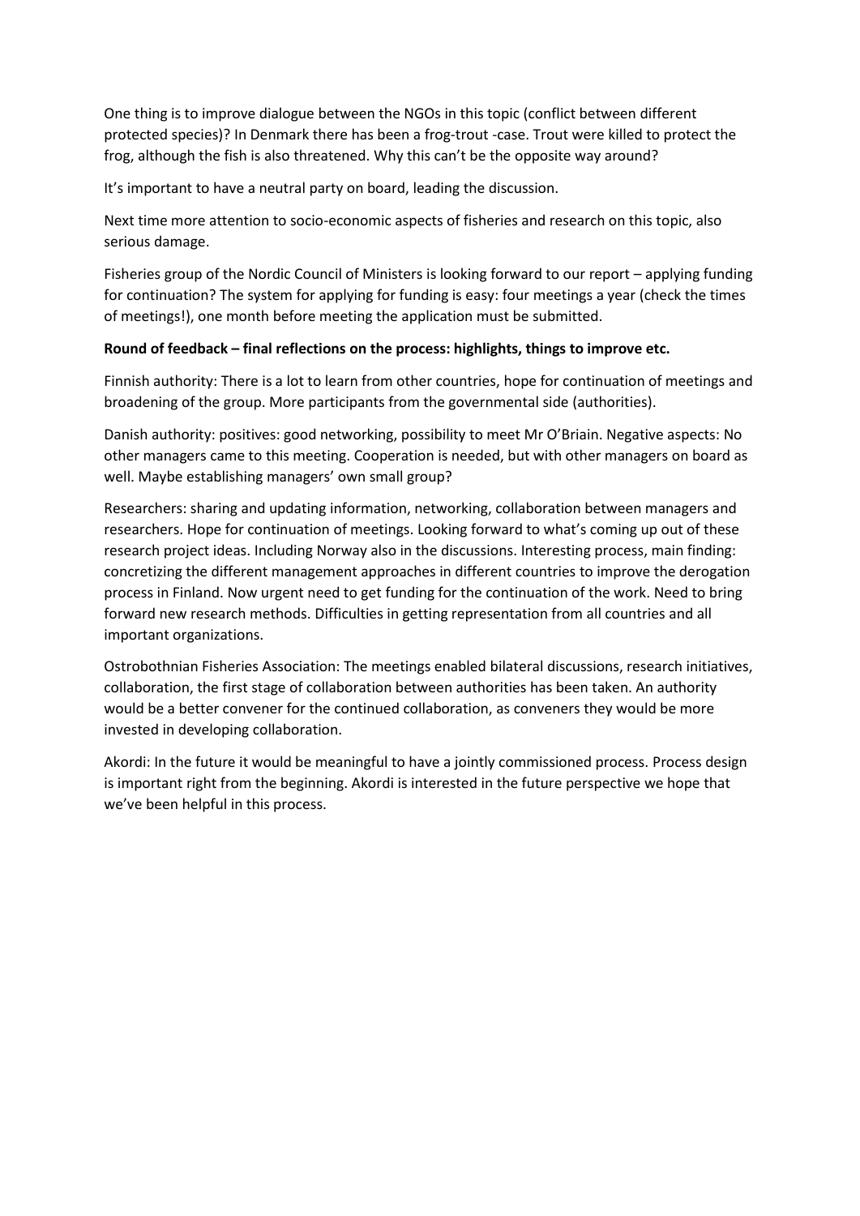One thing is to improve dialogue between the NGOs in this topic (conflict between different protected species)? In Denmark there has been a frog-trout -case. Trout were killed to protect the frog, although the fish is also threatened. Why this can't be the opposite way around?

It's important to have a neutral party on board, leading the discussion.

Next time more attention to socio-economic aspects of fisheries and research on this topic, also serious damage.

Fisheries group of the Nordic Council of Ministers is looking forward to our report – applying funding for continuation? The system for applying for funding is easy: four meetings a year (check the times of meetings!), one month before meeting the application must be submitted.

**Round of feedback – final reflections on the process: highlights, things to improve etc.**

Finnish authority: There is a lot to learn from other countries, hope for continuation of meetings and broadening of the group. More participants from the governmental side (authorities).

Danish authority: positives: good networking, possibility to meet Mr O'Briain. Negative aspects: No other managers came to this meeting. Cooperation is needed, but with other managers on board as well. Maybe establishing managers' own small group?

Researchers: sharing and updating information, networking, collaboration between managers and researchers. Hope for continuation of meetings. Looking forward to what's coming up out of these research project ideas. Including Norway also in the discussions. Interesting process, main finding: concretizing the different management approaches in different countries to improve the derogation process in Finland. Now urgent need to get funding for the continuation of the work. Need to bring forward new research methods. Difficulties in getting representation from all countries and all important organizations.

Ostrobothnian Fisheries Association: The meetings enabled bilateral discussions, research initiatives, collaboration, the first stage of collaboration between authorities has been taken. An authority would be a better convener for the continued collaboration, as conveners they would be more invested in developing collaboration.

Akordi: In the future it would be meaningful to have a jointly commissioned process. Process design is important right from the beginning. Akordi is interested in the future perspective we hope that we've been helpful in this process.